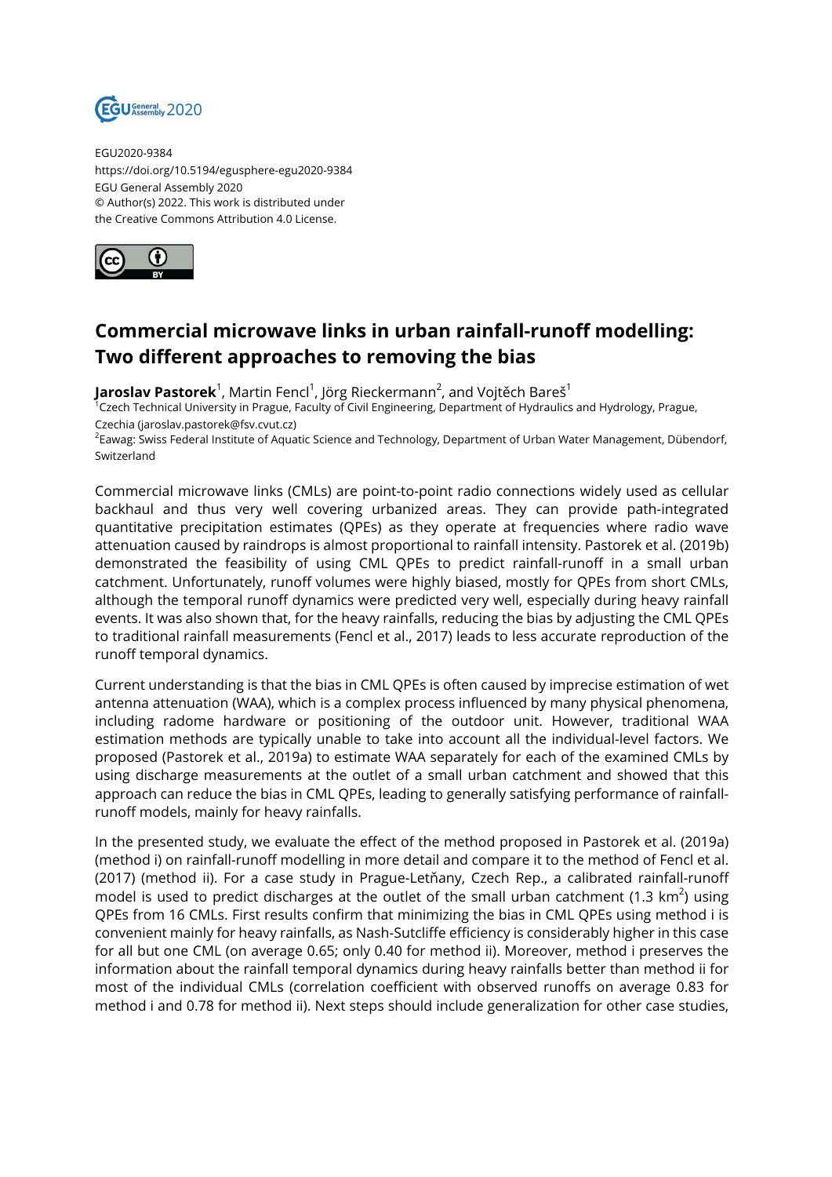EGU2020-9384
https://doi.org/10.5194/egusphere-egu2020-9384
EGU General Assembly 2020
© Author(s) 2022. This work is distributed under
the Creative Commons Attribution 4.0 License.

# Commercial microwave links in urban rainfall-runoff modelling: Two different approaches to removing the bias

**Jaroslav Pastorek**[1], Martin Fencl[1], Jörg Rieckermann[2], and Vojtěch Bareš[1]

[1]Czech Technical University in Prague, Faculty of Civil Engineering, Department of Hydraulics and Hydrology, Prague, Czechia (jaroslav.pastorek@fsv.cvut.cz)
[2]Eawag: Swiss Federal Institute of Aquatic Science and Technology, Department of Urban Water Management, Dübendorf, Switzerland

Commercial microwave links (CMLs) are point-to-point radio connections widely used as cellular backhaul and thus very well covering urbanized areas. They can provide path-integrated quantitative precipitation estimates (QPEs) as they operate at frequencies where radio wave attenuation caused by raindrops is almost proportional to rainfall intensity. Pastorek et al. (2019b) demonstrated the feasibility of using CML QPEs to predict rainfall-runoff in a small urban catchment. Unfortunately, runoff volumes were highly biased, mostly for QPEs from short CMLs, although the temporal runoff dynamics were predicted very well, especially during heavy rainfall events. It was also shown that, for the heavy rainfalls, reducing the bias by adjusting the CML QPEs to traditional rainfall measurements (Fencl et al., 2017) leads to less accurate reproduction of the runoff temporal dynamics.

Current understanding is that the bias in CML QPEs is often caused by imprecise estimation of wet antenna attenuation (WAA), which is a complex process influenced by many physical phenomena, including radome hardware or positioning of the outdoor unit. However, traditional WAA estimation methods are typically unable to take into account all the individual-level factors. We proposed (Pastorek et al., 2019a) to estimate WAA separately for each of the examined CMLs by using discharge measurements at the outlet of a small urban catchment and showed that this approach can reduce the bias in CML QPEs, leading to generally satisfying performance of rainfall-runoff models, mainly for heavy rainfalls.

In the presented study, we evaluate the effect of the method proposed in Pastorek et al. (2019a) (method i) on rainfall-runoff modelling in more detail and compare it to the method of Fencl et al. (2017) (method ii). For a case study in Prague-Letňany, Czech Rep., a calibrated rainfall-runoff model is used to predict discharges at the outlet of the small urban catchment (1.3 km$^2$) using QPEs from 16 CMLs. First results confirm that minimizing the bias in CML QPEs using method i is convenient mainly for heavy rainfalls, as Nash-Sutcliffe efficiency is considerably higher in this case for all but one CML (on average 0.65; only 0.40 for method ii). Moreover, method i preserves the information about the rainfall temporal dynamics during heavy rainfalls better than method ii for most of the individual CMLs (correlation coefficient with observed runoffs on average 0.83 for method i and 0.78 for method ii). Next steps should include generalization for other case studies,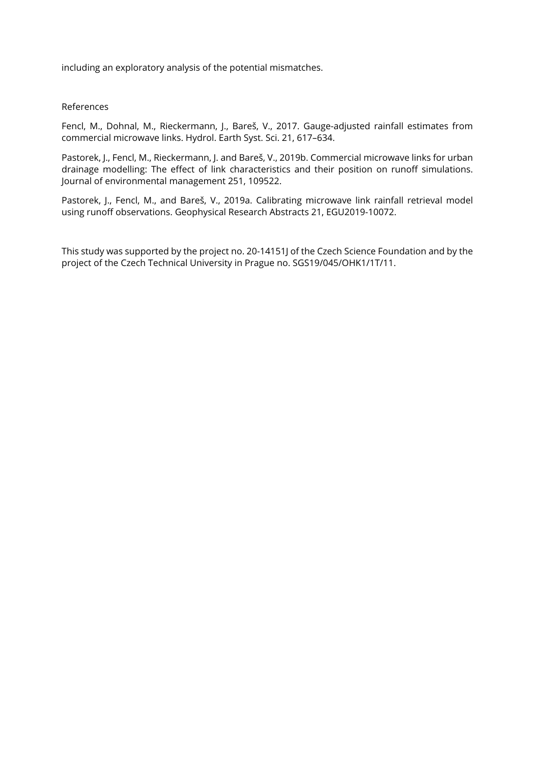including an exploratory analysis of the potential mismatches.

References

Fencl, M., Dohnal, M., Rieckermann, J., Bareš, V., 2017. Gauge-adjusted rainfall estimates from commercial microwave links. Hydrol. Earth Syst. Sci. 21, 617–634.

Pastorek, J., Fencl, M., Rieckermann, J. and Bareš, V., 2019b. Commercial microwave links for urban drainage modelling: The effect of link characteristics and their position on runoff simulations. Journal of environmental management 251, 109522.

Pastorek, J., Fencl, M., and Bareš, V., 2019a. Calibrating microwave link rainfall retrieval model using runoff observations. Geophysical Research Abstracts 21, EGU2019-10072.

This study was supported by the project no. 20-14151J of the Czech Science Foundation and by the project of the Czech Technical University in Prague no. SGS19/045/OHK1/1T/11.